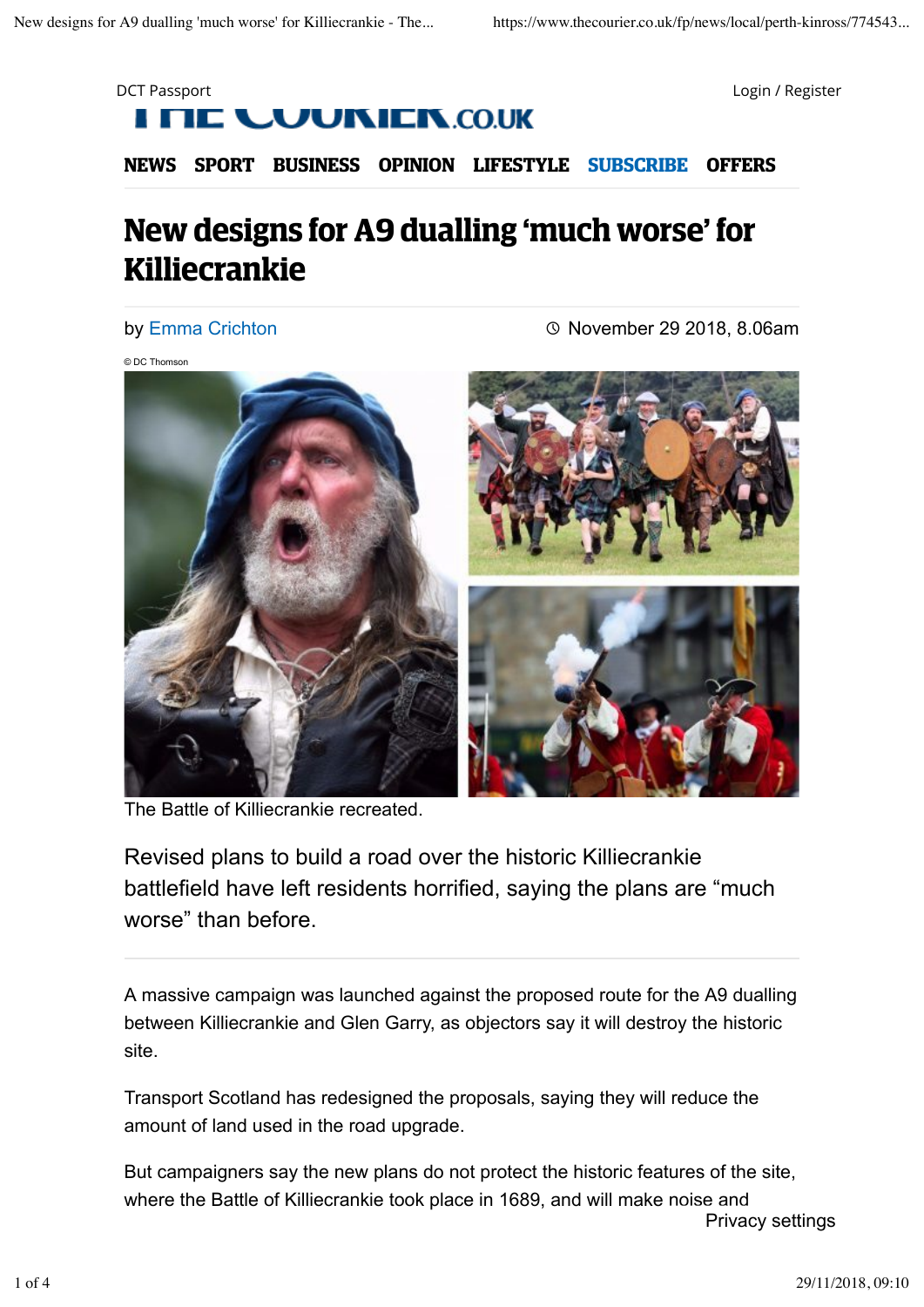# New designs for A9 dualling 'much worse' for Killiecrankie

by Emma Crichton

November 29 2018, 8.06am

© DC Thomson

The Battle of Killiecrankie recreated.

Revised plans to build a road over the historic Killiecrankie battlefield have left residents horrified, saying the plans are "much worse" than before.

A massive campaign was launched against the proposed route for the A9 dualling between Killiecrankie and Glen Garry, as objectors say it will destroy the historic site.

Transport Scotland has redesigned the proposals, saying they will reduce the amount of land used in the road upgrade.

But campaigners say the new plans do not protect the historic features of the site, where the Battle of Killiecrankie took place in 1689, and will make noise and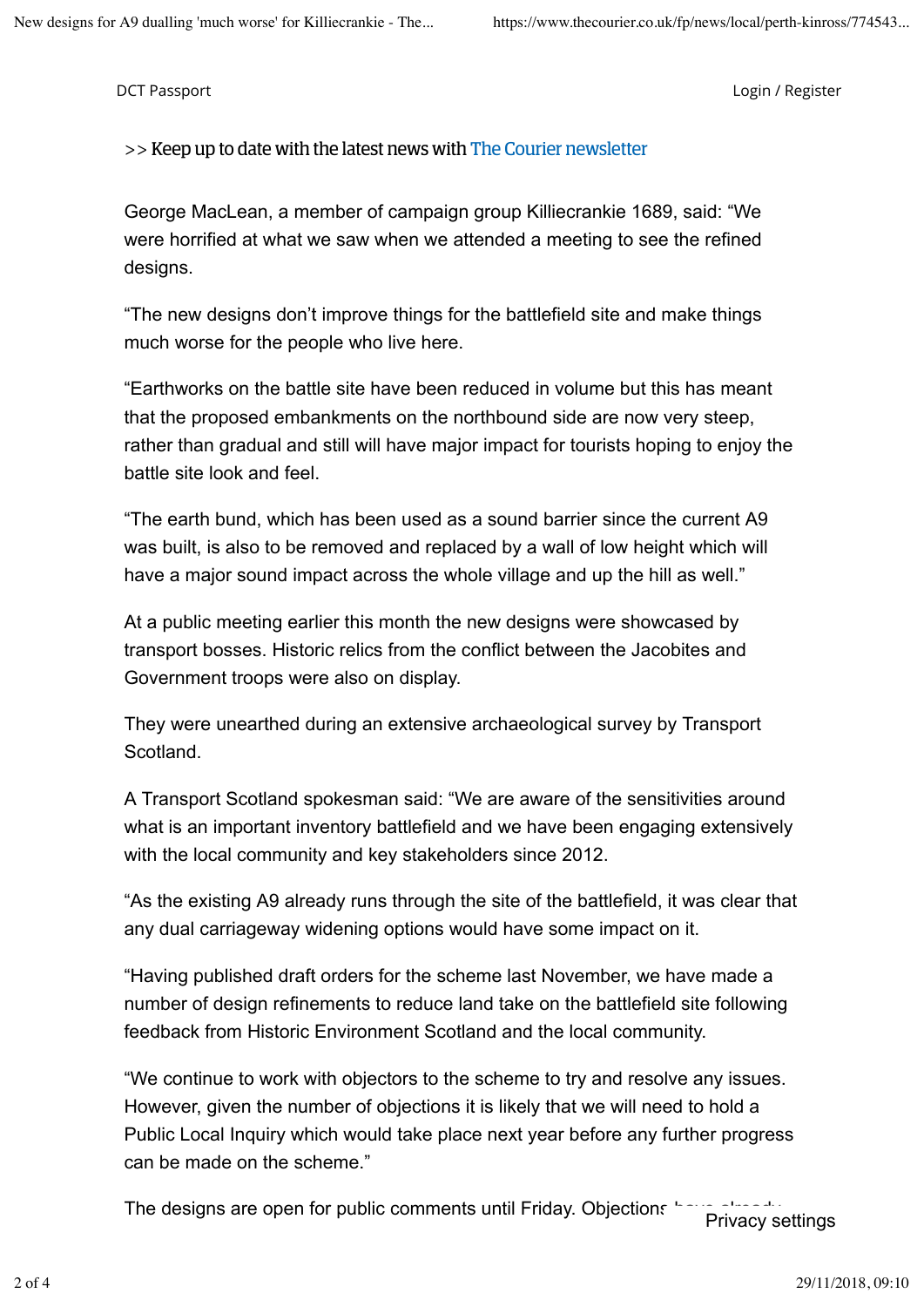DCT Passport

Login / Register

>> Keep up to date with the latest news with The Courier newsletter

George MacLean, a member of campaign group Killiecrankie 1689, said: "We were horrified at what we saw when we attended a meeting to see the refined designs.

"The new designs don't improve things for the battlefield site and make things much worse for the people who live here.

"Earthworks on the battle site have been reduced in volume but this has meant that the proposed embankments on the northbound side are now very steep, rather than gradual and still will have major impact for tourists hoping to enjoy the battle site look and feel.

"The earth bund, which has been used as a sound barrier since the current A9 was built, is also to be removed and replaced by a wall of low height which will have a major sound impact across the whole village and up the hill as well."

At a public meeting earlier this month the new designs were showcased by transport bosses. Historic relics from the conflict between the Jacobites and Government troops were also on display.

They were unearthed during an extensive archaeological survey by Transport Scotland.

A Transport Scotland spokesman said: "We are aware of the sensitivities around what is an important inventory battlefield and we have been engaging extensively with the local community and key stakeholders since 2012.

"As the existing A9 already runs through the site of the battlefield, it was clear that any dual carriageway widening options would have some impact on it.

"Having published draft orders for the scheme last November, we have made a number of design refinements to reduce land take on the battlefield site following feedback from Historic Environment Scotland and the local community.

"We continue to work with objectors to the scheme to try and resolve any issues. However, given the number of objections it is likely that we will need to hold a Public Local Inquiry which would take place next year before any further progress can be made on the scheme."

The designs are open for public comments until Friday. Objections have already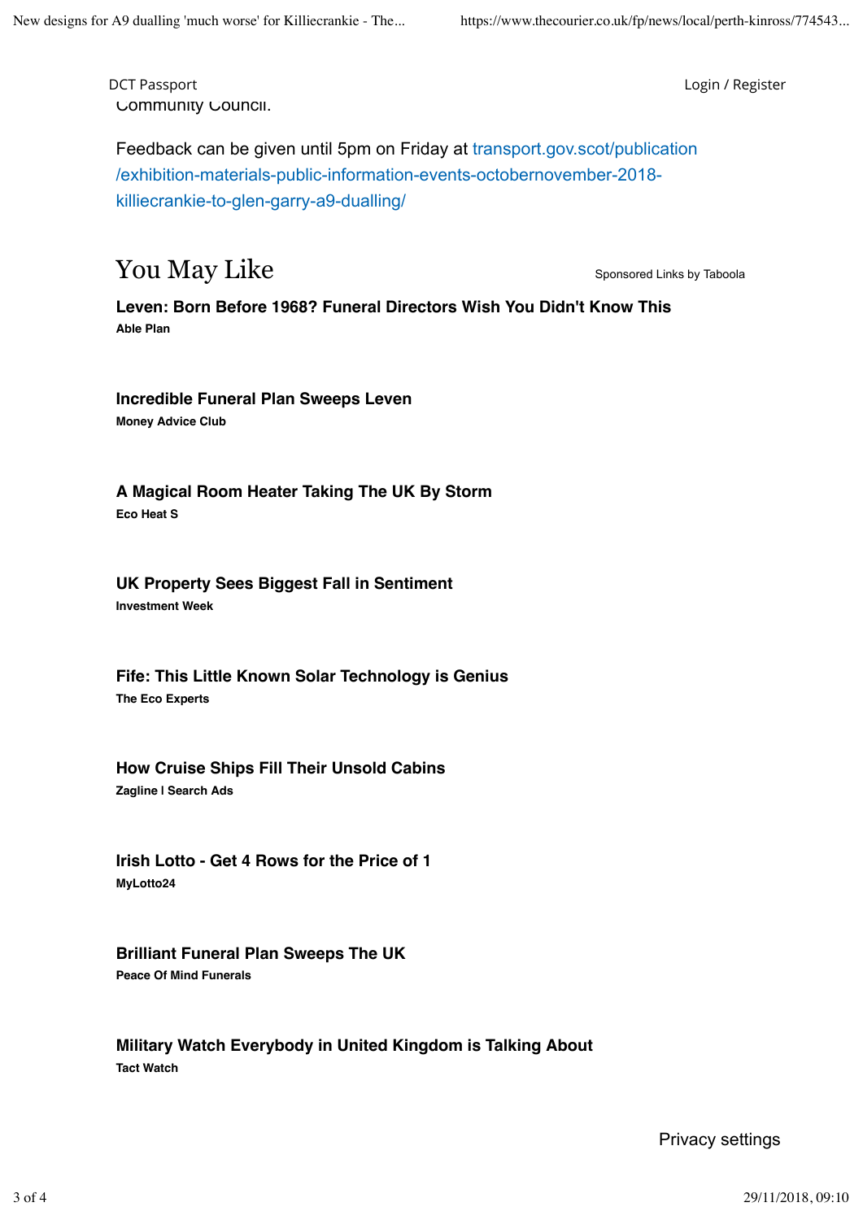DCT Passport Login / Register

Community Council.

Feedback can be given until 5pm on Friday at transport.gov.scot/publication/exhibition-materials-public-information-events-octobernovember-2018-killiecrankie-to-glen-garry-a9-dualling/

## You May Like

Sponsored Links by Taboola

**Leven: Born Before 1968? Funeral Directors Wish You Didn't Know This**
**Able Plan**

**Incredible Funeral Plan Sweeps Leven**
**Money Advice Club**

**A Magical Room Heater Taking The UK By Storm**
**Eco Heat S**

**UK Property Sees Biggest Fall in Sentiment**
**Investment Week**

**Fife: This Little Known Solar Technology is Genius**
**The Eco Experts**

**How Cruise Ships Fill Their Unsold Cabins**
**Zagline | Search Ads**

**Irish Lotto - Get 4 Rows for the Price of 1**
**MyLotto24**

**Brilliant Funeral Plan Sweeps The UK**
**Peace Of Mind Funerals**

**Military Watch Everybody in United Kingdom is Talking About**
**Tact Watch**

Privacy settings